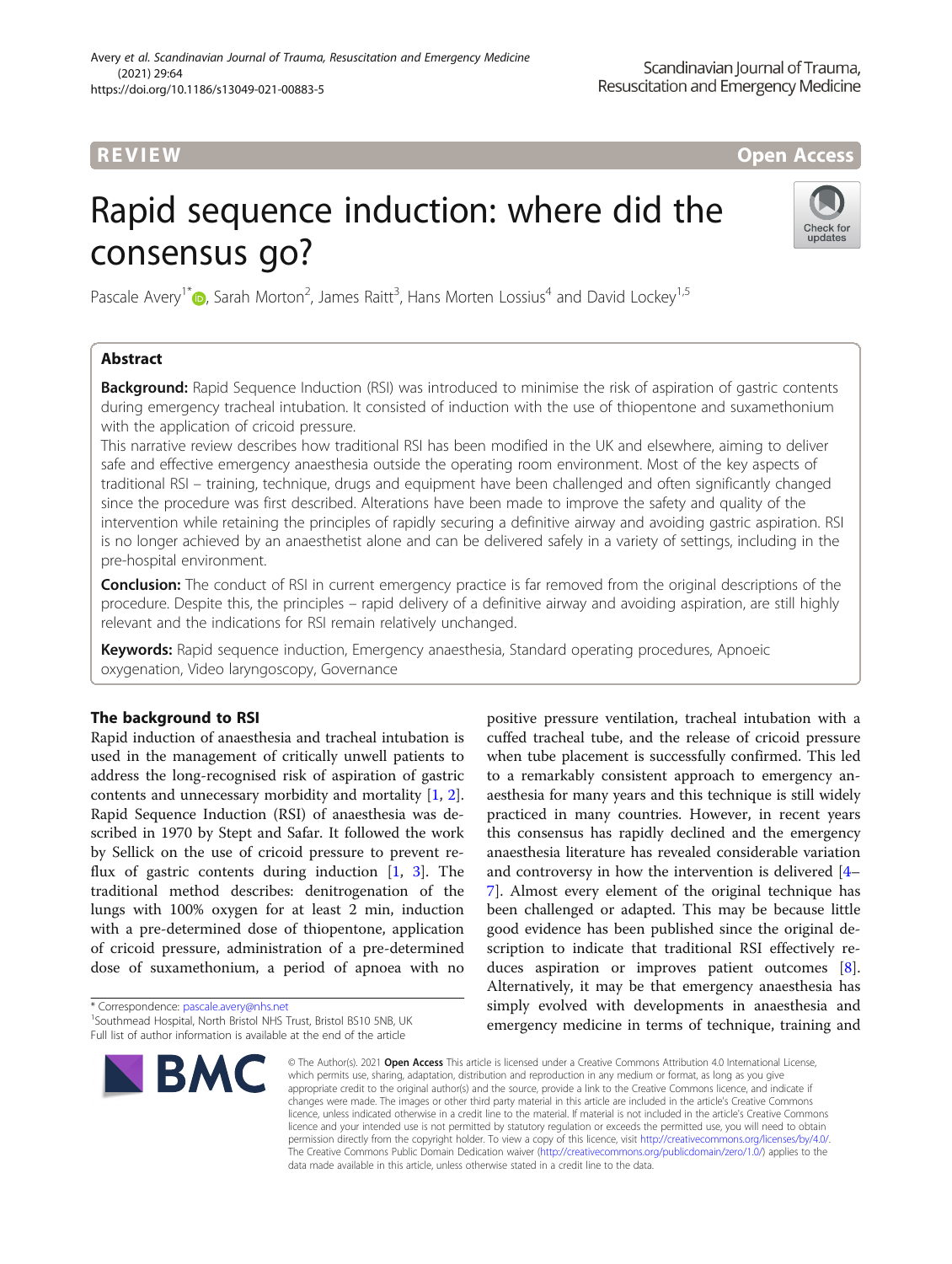REVIEW Open Access

# Rapid sequence induction: where did the consensus go?

Pascale Avery[1*], Sarah Morton[2], James Raitt[3], Hans Morten Lossius[4] and David Lockey[1,5]

## Abstract

**Background:** Rapid Sequence Induction (RSI) was introduced to minimise the risk of aspiration of gastric contents during emergency tracheal intubation. It consisted of induction with the use of thiopentone and suxamethonium with the application of cricoid pressure.

This narrative review describes how traditional RSI has been modified in the UK and elsewhere, aiming to deliver safe and effective emergency anaesthesia outside the operating room environment. Most of the key aspects of traditional RSI – training, technique, drugs and equipment have been challenged and often significantly changed since the procedure was first described. Alterations have been made to improve the safety and quality of the intervention while retaining the principles of rapidly securing a definitive airway and avoiding gastric aspiration. RSI is no longer achieved by an anaesthetist alone and can be delivered safely in a variety of settings, including in the pre-hospital environment.

**Conclusion:** The conduct of RSI in current emergency practice is far removed from the original descriptions of the procedure. Despite this, the principles – rapid delivery of a definitive airway and avoiding aspiration, are still highly relevant and the indications for RSI remain relatively unchanged.

**Keywords:** Rapid sequence induction, Emergency anaesthesia, Standard operating procedures, Apnoeic oxygenation, Video laryngoscopy, Governance

## The background to RSI

Rapid induction of anaesthesia and tracheal intubation is used in the management of critically unwell patients to address the long-recognised risk of aspiration of gastric contents and unnecessary morbidity and mortality [1, 2]. Rapid Sequence Induction (RSI) of anaesthesia was described in 1970 by Stept and Safar. It followed the work by Sellick on the use of cricoid pressure to prevent reflux of gastric contents during induction [1, 3]. The traditional method describes: denitrogenation of the lungs with 100% oxygen for at least 2 min, induction with a pre-determined dose of thiopentone, application of cricoid pressure, administration of a pre-determined dose of suxamethonium, a period of apnoea with no positive pressure ventilation, tracheal intubation with a cuffed tracheal tube, and the release of cricoid pressure when tube placement is successfully confirmed. This led to a remarkably consistent approach to emergency anaesthesia for many years and this technique is still widely practiced in many countries. However, in recent years this consensus has rapidly declined and the emergency anaesthesia literature has revealed considerable variation and controversy in how the intervention is delivered [4–7]. Almost every element of the original technique has been challenged or adapted. This may be because little good evidence has been published since the original description to indicate that traditional RSI effectively reduces aspiration or improves patient outcomes [8]. Alternatively, it may be that emergency anaesthesia has simply evolved with developments in anaesthesia and emergency medicine in terms of technique, training and

\* Correspondence: pascale.avery@nhs.net
[1]Southmead Hospital, North Bristol NHS Trust, Bristol BS10 5NB, UK
Full list of author information is available at the end of the article

© The Author(s). 2021 **Open Access** This article is licensed under a Creative Commons Attribution 4.0 International License, which permits use, sharing, adaptation, distribution and reproduction in any medium or format, as long as you give appropriate credit to the original author(s) and the source, provide a link to the Creative Commons licence, and indicate if changes were made. The images or other third party material in this article are included in the article's Creative Commons licence, unless indicated otherwise in a credit line to the material. If material is not included in the article's Creative Commons licence and your intended use is not permitted by statutory regulation or exceeds the permitted use, you will need to obtain permission directly from the copyright holder. To view a copy of this licence, visit http://creativecommons.org/licenses/by/4.0/. The Creative Commons Public Domain Dedication waiver (http://creativecommons.org/publicdomain/zero/1.0/) applies to the data made available in this article, unless otherwise stated in a credit line to the data.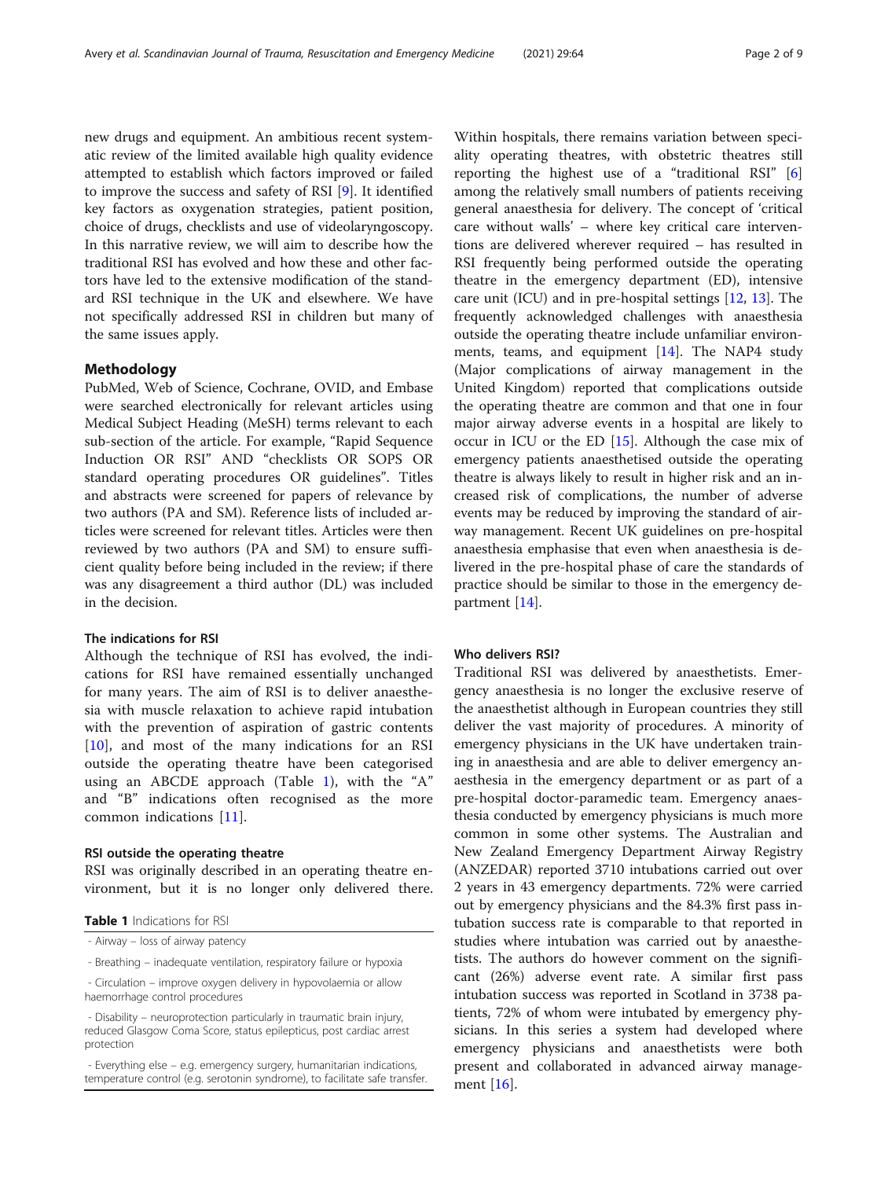new drugs and equipment. An ambitious recent systematic review of the limited available high quality evidence attempted to establish which factors improved or failed to improve the success and safety of RSI [9]. It identified key factors as oxygenation strategies, patient position, choice of drugs, checklists and use of videolaryngoscopy. In this narrative review, we will aim to describe how the traditional RSI has evolved and how these and other factors have led to the extensive modification of the standard RSI technique in the UK and elsewhere. We have not specifically addressed RSI in children but many of the same issues apply.

## Methodology

PubMed, Web of Science, Cochrane, OVID, and Embase were searched electronically for relevant articles using Medical Subject Heading (MeSH) terms relevant to each sub-section of the article. For example, "Rapid Sequence Induction OR RSI" AND "checklists OR SOPS OR standard operating procedures OR guidelines". Titles and abstracts were screened for papers of relevance by two authors (PA and SM). Reference lists of included articles were screened for relevant titles. Articles were then reviewed by two authors (PA and SM) to ensure sufficient quality before being included in the review; if there was any disagreement a third author (DL) was included in the decision.

### The indications for RSI

Although the technique of RSI has evolved, the indications for RSI have remained essentially unchanged for many years. The aim of RSI is to deliver anaesthesia with muscle relaxation to achieve rapid intubation with the prevention of aspiration of gastric contents [10], and most of the many indications for an RSI outside the operating theatre have been categorised using an ABCDE approach (Table 1), with the "A" and "B" indications often recognised as the more common indications [11].

### RSI outside the operating theatre

RSI was originally described in an operating theatre environment, but it is no longer only delivered there. Within hospitals, there remains variation between speciality operating theatres, with obstetric theatres still reporting the highest use of a "traditional RSI" [6] among the relatively small numbers of patients receiving general anaesthesia for delivery. The concept of 'critical care without walls' – where key critical care interventions are delivered wherever required – has resulted in RSI frequently being performed outside the operating theatre in the emergency department (ED), intensive care unit (ICU) and in pre-hospital settings [12, 13]. The frequently acknowledged challenges with anaesthesia outside the operating theatre include unfamiliar environments, teams, and equipment [14]. The NAP4 study (Major complications of airway management in the United Kingdom) reported that complications outside the operating theatre are common and that one in four major airway adverse events in a hospital are likely to occur in ICU or the ED [15]. Although the case mix of emergency patients anaesthetised outside the operating theatre is always likely to result in higher risk and an increased risk of complications, the number of adverse events may be reduced by improving the standard of airway management. Recent UK guidelines on pre-hospital anaesthesia emphasise that even when anaesthesia is delivered in the pre-hospital phase of care the standards of practice should be similar to those in the emergency department [14].

**Table 1** Indications for RSI

| |
|---|
| - Airway – loss of airway patency |
| - Breathing – inadequate ventilation, respiratory failure or hypoxia |
| - Circulation – improve oxygen delivery in hypovolaemia or allow haemorrhage control procedures |
| - Disability – neuroprotection particularly in traumatic brain injury, reduced Glasgow Coma Score, status epilepticus, post cardiac arrest protection |
| - Everything else – e.g. emergency surgery, humanitarian indications, temperature control (e.g. serotonin syndrome), to facilitate safe transfer. |

### Who delivers RSI?

Traditional RSI was delivered by anaesthetists. Emergency anaesthesia is no longer the exclusive reserve of the anaesthetist although in European countries they still deliver the vast majority of procedures. A minority of emergency physicians in the UK have undertaken training in anaesthesia and are able to deliver emergency anaesthesia in the emergency department or as part of a pre-hospital doctor-paramedic team. Emergency anaesthesia conducted by emergency physicians is much more common in some other systems. The Australian and New Zealand Emergency Department Airway Registry (ANZEDAR) reported 3710 intubations carried out over 2 years in 43 emergency departments. 72% were carried out by emergency physicians and the 84.3% first pass intubation success rate is comparable to that reported in studies where intubation was carried out by anaesthetists. The authors do however comment on the significant (26%) adverse event rate. A similar first pass intubation success was reported in Scotland in 3738 patients, 72% of whom were intubated by emergency physicians. In this series a system had developed where emergency physicians and anaesthetists were both present and collaborated in advanced airway management [16].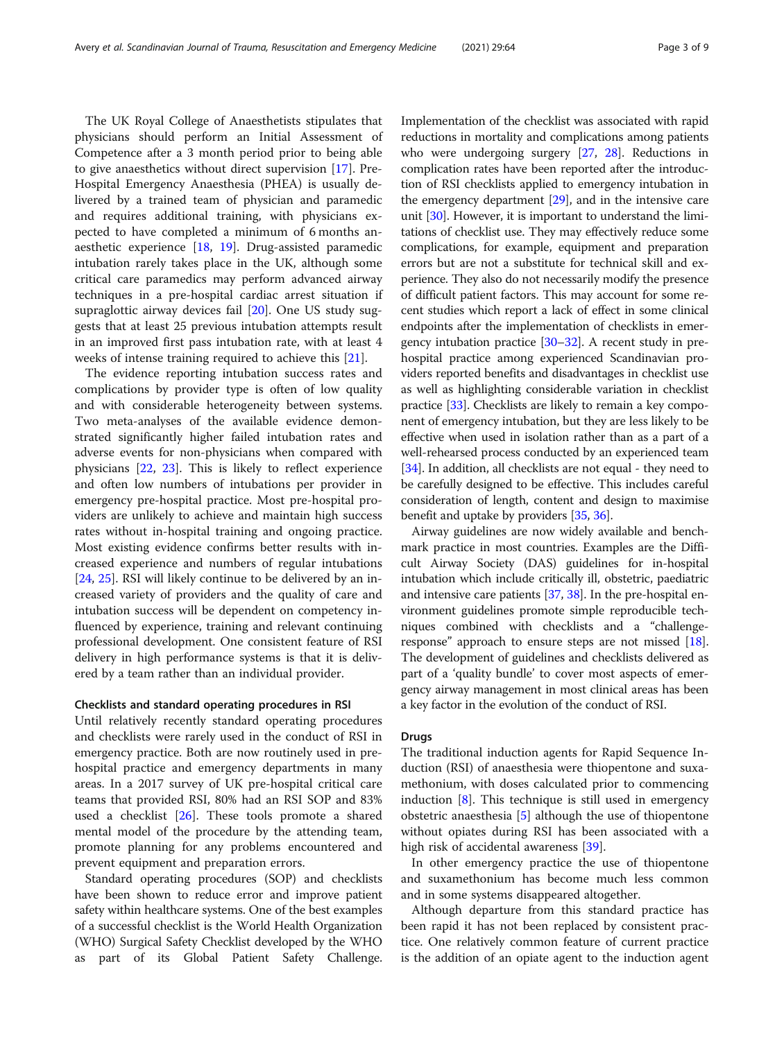The UK Royal College of Anaesthetists stipulates that physicians should perform an Initial Assessment of Competence after a 3 month period prior to being able to give anaesthetics without direct supervision [17]. Pre-Hospital Emergency Anaesthesia (PHEA) is usually delivered by a trained team of physician and paramedic and requires additional training, with physicians expected to have completed a minimum of 6 months anaesthetic experience [18, 19]. Drug-assisted paramedic intubation rarely takes place in the UK, although some critical care paramedics may perform advanced airway techniques in a pre-hospital cardiac arrest situation if supraglottic airway devices fail [20]. One US study suggests that at least 25 previous intubation attempts result in an improved first pass intubation rate, with at least 4 weeks of intense training required to achieve this [21].

The evidence reporting intubation success rates and complications by provider type is often of low quality and with considerable heterogeneity between systems. Two meta-analyses of the available evidence demonstrated significantly higher failed intubation rates and adverse events for non-physicians when compared with physicians [22, 23]. This is likely to reflect experience and often low numbers of intubations per provider in emergency pre-hospital practice. Most pre-hospital providers are unlikely to achieve and maintain high success rates without in-hospital training and ongoing practice. Most existing evidence confirms better results with increased experience and numbers of regular intubations [24, 25]. RSI will likely continue to be delivered by an increased variety of providers and the quality of care and intubation success will be dependent on competency influenced by experience, training and relevant continuing professional development. One consistent feature of RSI delivery in high performance systems is that it is delivered by a team rather than an individual provider.

### Checklists and standard operating procedures in RSI

Until relatively recently standard operating procedures and checklists were rarely used in the conduct of RSI in emergency practice. Both are now routinely used in pre-hospital practice and emergency departments in many areas. In a 2017 survey of UK pre-hospital critical care teams that provided RSI, 80% had an RSI SOP and 83% used a checklist [26]. These tools promote a shared mental model of the procedure by the attending team, promote planning for any problems encountered and prevent equipment and preparation errors.

Standard operating procedures (SOP) and checklists have been shown to reduce error and improve patient safety within healthcare systems. One of the best examples of a successful checklist is the World Health Organization (WHO) Surgical Safety Checklist developed by the WHO as part of its Global Patient Safety Challenge. Implementation of the checklist was associated with rapid reductions in mortality and complications among patients who were undergoing surgery [27, 28]. Reductions in complication rates have been reported after the introduction of RSI checklists applied to emergency intubation in the emergency department [29], and in the intensive care unit [30]. However, it is important to understand the limitations of checklist use. They may effectively reduce some complications, for example, equipment and preparation errors but are not a substitute for technical skill and experience. They also do not necessarily modify the presence of difficult patient factors. This may account for some recent studies which report a lack of effect in some clinical endpoints after the implementation of checklists in emergency intubation practice [30–32]. A recent study in pre-hospital practice among experienced Scandinavian providers reported benefits and disadvantages in checklist use as well as highlighting considerable variation in checklist practice [33]. Checklists are likely to remain a key component of emergency intubation, but they are less likely to be effective when used in isolation rather than as a part of a well-rehearsed process conducted by an experienced team [34]. In addition, all checklists are not equal - they need to be carefully designed to be effective. This includes careful consideration of length, content and design to maximise benefit and uptake by providers [35, 36].

Airway guidelines are now widely available and benchmark practice in most countries. Examples are the Difficult Airway Society (DAS) guidelines for in-hospital intubation which include critically ill, obstetric, paediatric and intensive care patients [37, 38]. In the pre-hospital environment guidelines promote simple reproducible techniques combined with checklists and a "challenge-response" approach to ensure steps are not missed [18]. The development of guidelines and checklists delivered as part of a 'quality bundle' to cover most aspects of emergency airway management in most clinical areas has been a key factor in the evolution of the conduct of RSI.

### Drugs

The traditional induction agents for Rapid Sequence Induction (RSI) of anaesthesia were thiopentone and suxamethonium, with doses calculated prior to commencing induction [8]. This technique is still used in emergency obstetric anaesthesia [5] although the use of thiopentone without opiates during RSI has been associated with a high risk of accidental awareness [39].

In other emergency practice the use of thiopentone and suxamethonium has become much less common and in some systems disappeared altogether.

Although departure from this standard practice has been rapid it has not been replaced by consistent practice. One relatively common feature of current practice is the addition of an opiate agent to the induction agent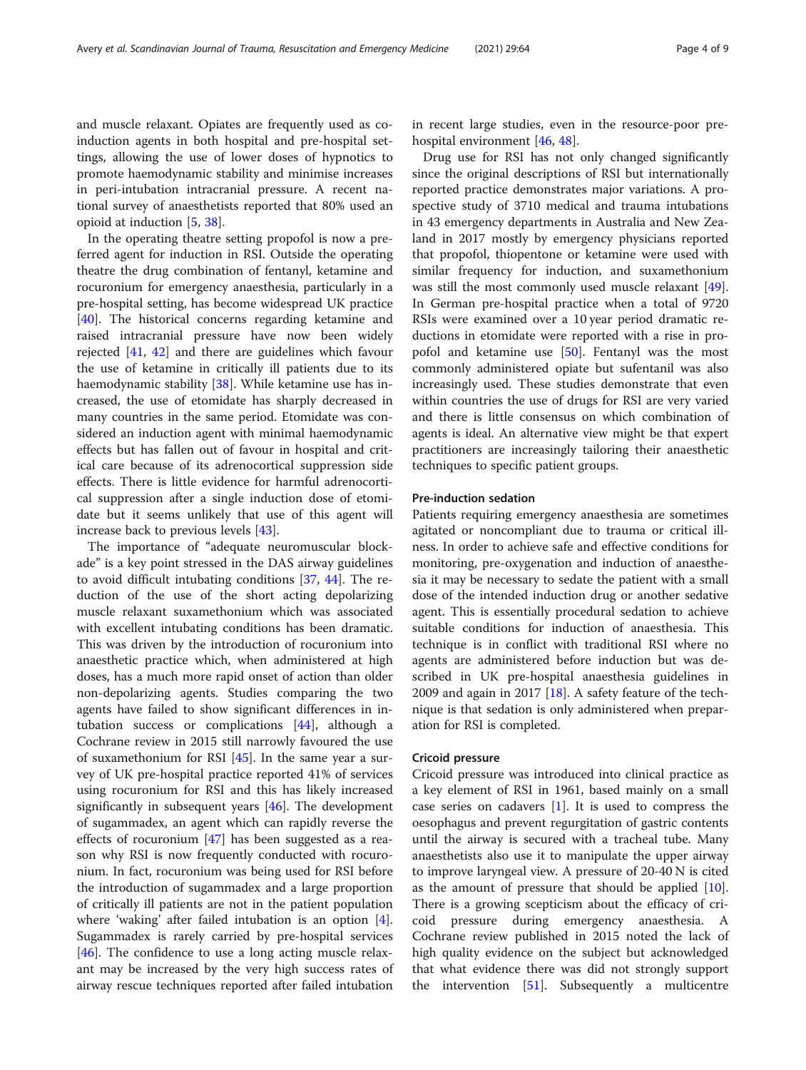and muscle relaxant. Opiates are frequently used as co-induction agents in both hospital and pre-hospital settings, allowing the use of lower doses of hypnotics to promote haemodynamic stability and minimise increases in peri-intubation intracranial pressure. A recent national survey of anaesthetists reported that 80% used an opioid at induction [5, 38].

In the operating theatre setting propofol is now a preferred agent for induction in RSI. Outside the operating theatre the drug combination of fentanyl, ketamine and rocuronium for emergency anaesthesia, particularly in a pre-hospital setting, has become widespread UK practice [40]. The historical concerns regarding ketamine and raised intracranial pressure have now been widely rejected [41, 42] and there are guidelines which favour the use of ketamine in critically ill patients due to its haemodynamic stability [38]. While ketamine use has increased, the use of etomidate has sharply decreased in many countries in the same period. Etomidate was considered an induction agent with minimal haemodynamic effects but has fallen out of favour in hospital and critical care because of its adrenocortical suppression side effects. There is little evidence for harmful adrenocortical suppression after a single induction dose of etomidate but it seems unlikely that use of this agent will increase back to previous levels [43].

The importance of "adequate neuromuscular blockade" is a key point stressed in the DAS airway guidelines to avoid difficult intubating conditions [37, 44]. The reduction of the use of the short acting depolarizing muscle relaxant suxamethonium which was associated with excellent intubating conditions has been dramatic. This was driven by the introduction of rocuronium into anaesthetic practice which, when administered at high doses, has a much more rapid onset of action than older non-depolarizing agents. Studies comparing the two agents have failed to show significant differences in intubation success or complications [44], although a Cochrane review in 2015 still narrowly favoured the use of suxamethonium for RSI [45]. In the same year a survey of UK pre-hospital practice reported 41% of services using rocuronium for RSI and this has likely increased significantly in subsequent years [46]. The development of sugammadex, an agent which can rapidly reverse the effects of rocuronium [47] has been suggested as a reason why RSI is now frequently conducted with rocuronium. In fact, rocuronium was being used for RSI before the introduction of sugammadex and a large proportion of critically ill patients are not in the patient population where 'waking' after failed intubation is an option [4]. Sugammadex is rarely carried by pre-hospital services [46]. The confidence to use a long acting muscle relaxant may be increased by the very high success rates of airway rescue techniques reported after failed intubation in recent large studies, even in the resource-poor pre-hospital environment [46, 48].

Drug use for RSI has not only changed significantly since the original descriptions of RSI but internationally reported practice demonstrates major variations. A prospective study of 3710 medical and trauma intubations in 43 emergency departments in Australia and New Zealand in 2017 mostly by emergency physicians reported that propofol, thiopentone or ketamine were used with similar frequency for induction, and suxamethonium was still the most commonly used muscle relaxant [49]. In German pre-hospital practice when a total of 9720 RSIs were examined over a 10 year period dramatic reductions in etomidate were reported with a rise in propofol and ketamine use [50]. Fentanyl was the most commonly administered opiate but sufentanil was also increasingly used. These studies demonstrate that even within countries the use of drugs for RSI are very varied and there is little consensus on which combination of agents is ideal. An alternative view might be that expert practitioners are increasingly tailoring their anaesthetic techniques to specific patient groups.

### Pre-induction sedation

Patients requiring emergency anaesthesia are sometimes agitated or noncompliant due to trauma or critical illness. In order to achieve safe and effective conditions for monitoring, pre-oxygenation and induction of anaesthesia it may be necessary to sedate the patient with a small dose of the intended induction drug or another sedative agent. This is essentially procedural sedation to achieve suitable conditions for induction of anaesthesia. This technique is in conflict with traditional RSI where no agents are administered before induction but was described in UK pre-hospital anaesthesia guidelines in 2009 and again in 2017 [18]. A safety feature of the technique is that sedation is only administered when preparation for RSI is completed.

### Cricoid pressure

Cricoid pressure was introduced into clinical practice as a key element of RSI in 1961, based mainly on a small case series on cadavers [1]. It is used to compress the oesophagus and prevent regurgitation of gastric contents until the airway is secured with a tracheal tube. Many anaesthetists also use it to manipulate the upper airway to improve laryngeal view. A pressure of 20-40 N is cited as the amount of pressure that should be applied [10]. There is a growing scepticism about the efficacy of cricoid pressure during emergency anaesthesia. A Cochrane review published in 2015 noted the lack of high quality evidence on the subject but acknowledged that what evidence there was did not strongly support the intervention [51]. Subsequently a multicentre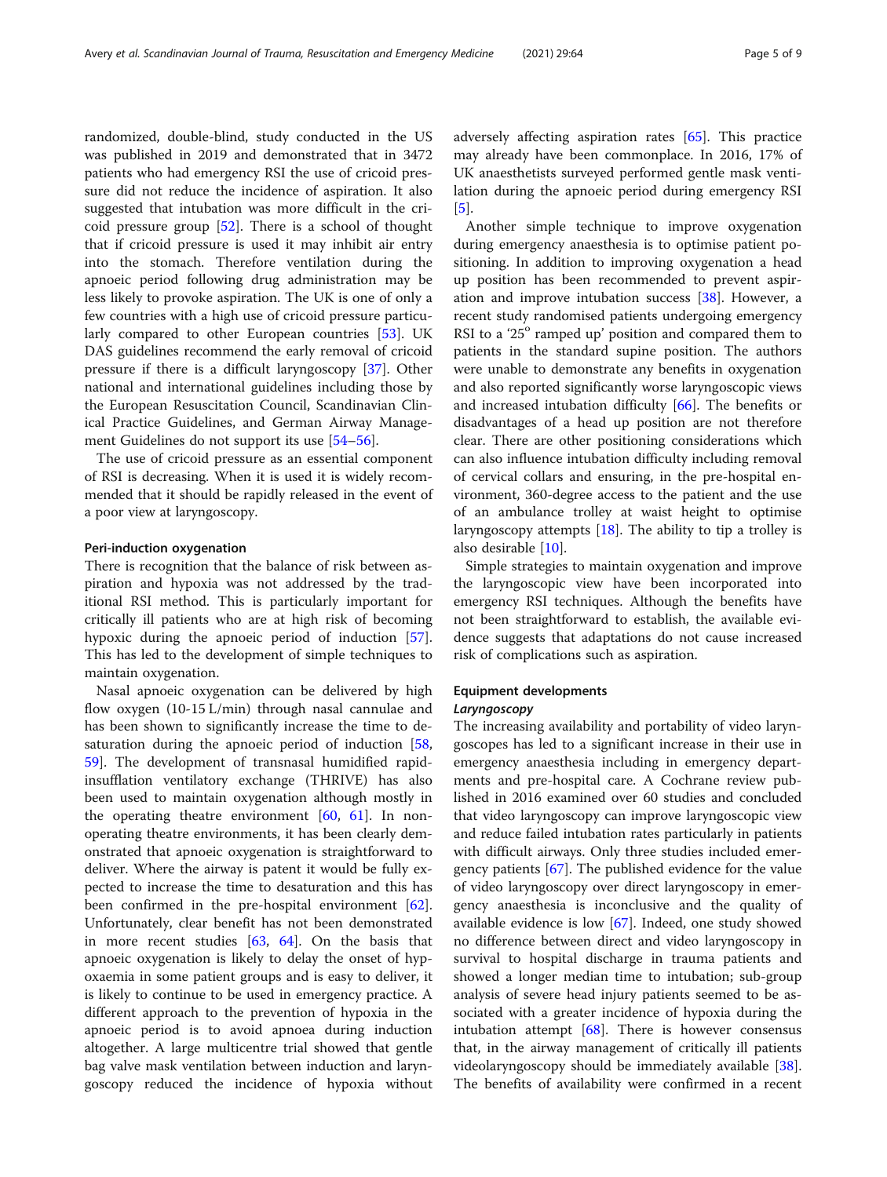randomized, double-blind, study conducted in the US was published in 2019 and demonstrated that in 3472 patients who had emergency RSI the use of cricoid pressure did not reduce the incidence of aspiration. It also suggested that intubation was more difficult in the cricoid pressure group [52]. There is a school of thought that if cricoid pressure is used it may inhibit air entry into the stomach. Therefore ventilation during the apnoeic period following drug administration may be less likely to provoke aspiration. The UK is one of only a few countries with a high use of cricoid pressure particularly compared to other European countries [53]. UK DAS guidelines recommend the early removal of cricoid pressure if there is a difficult laryngoscopy [37]. Other national and international guidelines including those by the European Resuscitation Council, Scandinavian Clinical Practice Guidelines, and German Airway Management Guidelines do not support its use [54–56].

The use of cricoid pressure as an essential component of RSI is decreasing. When it is used it is widely recommended that it should be rapidly released in the event of a poor view at laryngoscopy.

#### Peri-induction oxygenation

There is recognition that the balance of risk between aspiration and hypoxia was not addressed by the traditional RSI method. This is particularly important for critically ill patients who are at high risk of becoming hypoxic during the apnoeic period of induction [57]. This has led to the development of simple techniques to maintain oxygenation.

Nasal apnoeic oxygenation can be delivered by high flow oxygen (10-15 L/min) through nasal cannulae and has been shown to significantly increase the time to desaturation during the apnoeic period of induction [58, 59]. The development of transnasal humidified rapid-insufflation ventilatory exchange (THRIVE) has also been used to maintain oxygenation although mostly in the operating theatre environment [60, 61]. In non-operating theatre environments, it has been clearly demonstrated that apnoeic oxygenation is straightforward to deliver. Where the airway is patent it would be fully expected to increase the time to desaturation and this has been confirmed in the pre-hospital environment [62]. Unfortunately, clear benefit has not been demonstrated in more recent studies [63, 64]. On the basis that apnoeic oxygenation is likely to delay the onset of hypoxaemia in some patient groups and is easy to deliver, it is likely to continue to be used in emergency practice. A different approach to the prevention of hypoxia in the apnoeic period is to avoid apnoea during induction altogether. A large multicentre trial showed that gentle bag valve mask ventilation between induction and laryngoscopy reduced the incidence of hypoxia without adversely affecting aspiration rates [65]. This practice may already have been commonplace. In 2016, 17% of UK anaesthetists surveyed performed gentle mask ventilation during the apnoeic period during emergency RSI [5].

Another simple technique to improve oxygenation during emergency anaesthesia is to optimise patient positioning. In addition to improving oxygenation a head up position has been recommended to prevent aspiration and improve intubation success [38]. However, a recent study randomised patients undergoing emergency RSI to a '25° ramped up' position and compared them to patients in the standard supine position. The authors were unable to demonstrate any benefits in oxygenation and also reported significantly worse laryngoscopic views and increased intubation difficulty [66]. The benefits or disadvantages of a head up position are not therefore clear. There are other positioning considerations which can also influence intubation difficulty including removal of cervical collars and ensuring, in the pre-hospital environment, 360-degree access to the patient and the use of an ambulance trolley at waist height to optimise laryngoscopy attempts [18]. The ability to tip a trolley is also desirable [10].

Simple strategies to maintain oxygenation and improve the laryngoscopic view have been incorporated into emergency RSI techniques. Although the benefits have not been straightforward to establish, the available evidence suggests that adaptations do not cause increased risk of complications such as aspiration.

### Equipment developments

#### *Laryngoscopy*

The increasing availability and portability of video laryngoscopes has led to a significant increase in their use in emergency anaesthesia including in emergency departments and pre-hospital care. A Cochrane review published in 2016 examined over 60 studies and concluded that video laryngoscopy can improve laryngoscopic view and reduce failed intubation rates particularly in patients with difficult airways. Only three studies included emergency patients [67]. The published evidence for the value of video laryngoscopy over direct laryngoscopy in emergency anaesthesia is inconclusive and the quality of available evidence is low [67]. Indeed, one study showed no difference between direct and video laryngoscopy in survival to hospital discharge in trauma patients and showed a longer median time to intubation; sub-group analysis of severe head injury patients seemed to be associated with a greater incidence of hypoxia during the intubation attempt [68]. There is however consensus that, in the airway management of critically ill patients videolaryngoscopy should be immediately available [38]. The benefits of availability were confirmed in a recent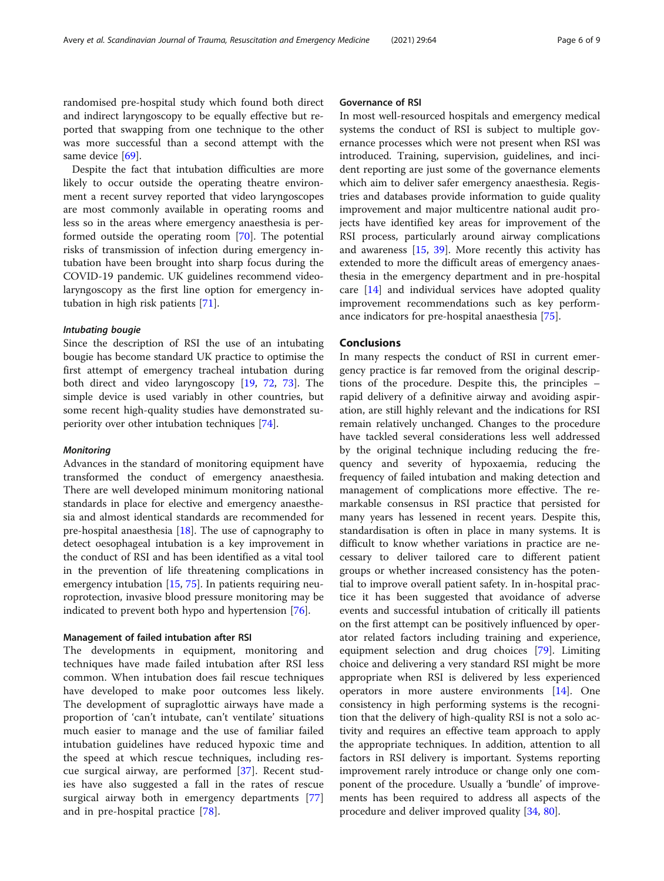randomised pre-hospital study which found both direct and indirect laryngoscopy to be equally effective but reported that swapping from one technique to the other was more successful than a second attempt with the same device [69].

Despite the fact that intubation difficulties are more likely to occur outside the operating theatre environment a recent survey reported that video laryngoscopes are most commonly available in operating rooms and less so in the areas where emergency anaesthesia is performed outside the operating room [70]. The potential risks of transmission of infection during emergency intubation have been brought into sharp focus during the COVID-19 pandemic. UK guidelines recommend video-laryngoscopy as the first line option for emergency intubation in high risk patients [71].

#### *Intubating bougie*

Since the description of RSI the use of an intubating bougie has become standard UK practice to optimise the first attempt of emergency tracheal intubation during both direct and video laryngoscopy [19, 72, 73]. The simple device is used variably in other countries, but some recent high-quality studies have demonstrated superiority over other intubation techniques [74].

#### *Monitoring*

Advances in the standard of monitoring equipment have transformed the conduct of emergency anaesthesia. There are well developed minimum monitoring national standards in place for elective and emergency anaesthesia and almost identical standards are recommended for pre-hospital anaesthesia [18]. The use of capnography to detect oesophageal intubation is a key improvement in the conduct of RSI and has been identified as a vital tool in the prevention of life threatening complications in emergency intubation [15, 75]. In patients requiring neuroprotection, invasive blood pressure monitoring may be indicated to prevent both hypo and hypertension [76].

### Management of failed intubation after RSI

The developments in equipment, monitoring and techniques have made failed intubation after RSI less common. When intubation does fail rescue techniques have developed to make poor outcomes less likely. The development of supraglottic airways have made a proportion of 'can't intubate, can't ventilate' situations much easier to manage and the use of familiar failed intubation guidelines have reduced hypoxic time and the speed at which rescue techniques, including rescue surgical airway, are performed [37]. Recent studies have also suggested a fall in the rates of rescue surgical airway both in emergency departments [77] and in pre-hospital practice [78].

### Governance of RSI

In most well-resourced hospitals and emergency medical systems the conduct of RSI is subject to multiple governance processes which were not present when RSI was introduced. Training, supervision, guidelines, and incident reporting are just some of the governance elements which aim to deliver safer emergency anaesthesia. Registries and databases provide information to guide quality improvement and major multicentre national audit projects have identified key areas for improvement of the RSI process, particularly around airway complications and awareness [15, 39]. More recently this activity has extended to more the difficult areas of emergency anaesthesia in the emergency department and in pre-hospital care [14] and individual services have adopted quality improvement recommendations such as key performance indicators for pre-hospital anaesthesia [75].

## Conclusions

In many respects the conduct of RSI in current emergency practice is far removed from the original descriptions of the procedure. Despite this, the principles – rapid delivery of a definitive airway and avoiding aspiration, are still highly relevant and the indications for RSI remain relatively unchanged. Changes to the procedure have tackled several considerations less well addressed by the original technique including reducing the frequency and severity of hypoxaemia, reducing the frequency of failed intubation and making detection and management of complications more effective. The remarkable consensus in RSI practice that persisted for many years has lessened in recent years. Despite this, standardisation is often in place in many systems. It is difficult to know whether variations in practice are necessary to deliver tailored care to different patient groups or whether increased consistency has the potential to improve overall patient safety. In in-hospital practice it has been suggested that avoidance of adverse events and successful intubation of critically ill patients on the first attempt can be positively influenced by operator related factors including training and experience, equipment selection and drug choices [79]. Limiting choice and delivering a very standard RSI might be more appropriate when RSI is delivered by less experienced operators in more austere environments [14]. One consistency in high performing systems is the recognition that the delivery of high-quality RSI is not a solo activity and requires an effective team approach to apply the appropriate techniques. In addition, attention to all factors in RSI delivery is important. Systems reporting improvement rarely introduce or change only one component of the procedure. Usually a 'bundle' of improvements has been required to address all aspects of the procedure and deliver improved quality [34, 80].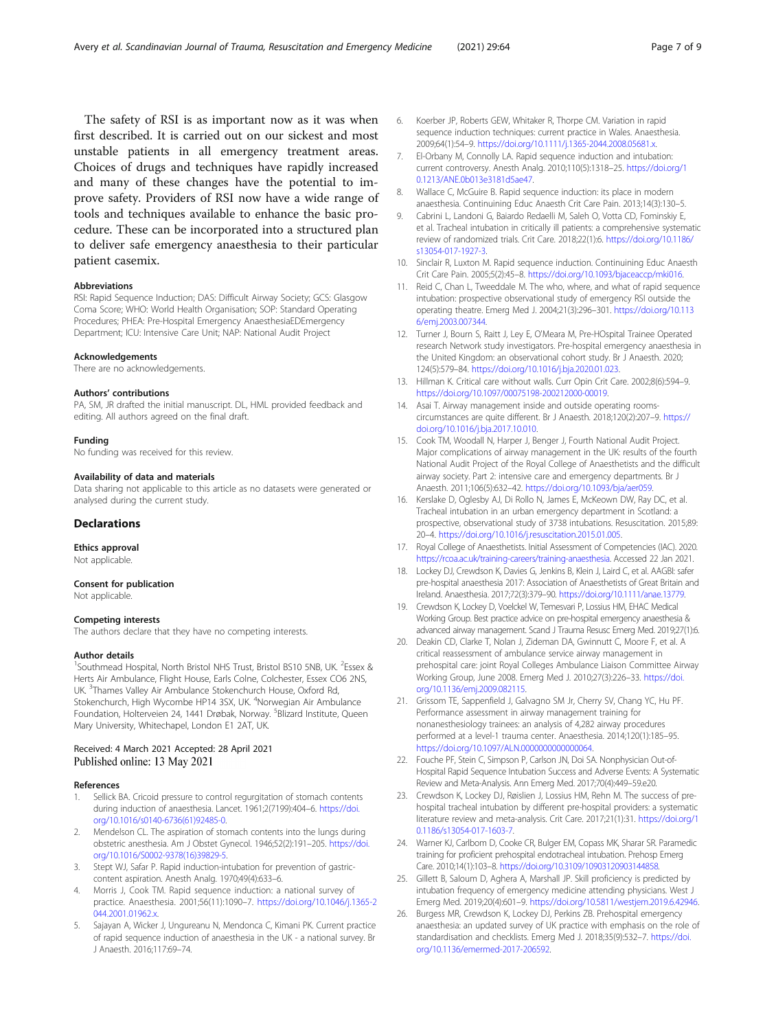The safety of RSI is as important now as it was when first described. It is carried out on our sickest and most unstable patients in all emergency treatment areas. Choices of drugs and techniques have rapidly increased and many of these changes have the potential to improve safety. Providers of RSI now have a wide range of tools and techniques available to enhance the basic procedure. These can be incorporated into a structured plan to deliver safe emergency anaesthesia to their particular patient casemix.

#### Abbreviations

RSI: Rapid Sequence Induction; DAS: Difficult Airway Society; GCS: Glasgow Coma Score; WHO: World Health Organisation; SOP: Standard Operating Procedures; PHEA: Pre-Hospital Emergency AnaesthesiaEDEmergency Department; ICU: Intensive Care Unit; NAP: National Audit Project

#### Acknowledgements

There are no acknowledgements.

#### Authors' contributions

PA, SM, JR drafted the initial manuscript. DL, HML provided feedback and editing. All authors agreed on the final draft.

#### Funding

No funding was received for this review.

#### Availability of data and materials

Data sharing not applicable to this article as no datasets were generated or analysed during the current study.

## Declarations

#### Ethics approval

Not applicable.

#### Consent for publication

Not applicable.

#### Competing interests

The authors declare that they have no competing interests.

#### Author details

[1]Southmead Hospital, North Bristol NHS Trust, Bristol BS10 5NB, UK. [2]Essex & Herts Air Ambulance, Flight House, Earls Colne, Colchester, Essex CO6 2NS, UK. [3]Thames Valley Air Ambulance Stokenchurch House, Oxford Rd, Stokenchurch, High Wycombe HP14 3SX, UK. [4]Norwegian Air Ambulance Foundation, Holterveien 24, 1441 Drøbak, Norway. [5]Blizard Institute, Queen Mary University, Whitechapel, London E1 2AT, UK.

Received: 4 March 2021 Accepted: 28 April 2021
Published online: 13 May 2021

#### References

1. Sellick BA. Cricoid pressure to control regurgitation of stomach contents during induction of anaesthesia. Lancet. 1961;2(7199):404–6. https://doi.org/10.1016/s0140-6736(61)92485-0.
2. Mendelson CL. The aspiration of stomach contents into the lungs during obstetric anesthesia. Am J Obstet Gynecol. 1946;52(2):191–205. https://doi.org/10.1016/S0002-9378(16)39829-5.
3. Stept WJ, Safar P. Rapid induction-intubation for prevention of gastric-content aspiration. Anesth Analg. 1970;49(4):633–6.
4. Morris J, Cook TM. Rapid sequence induction: a national survey of practice. Anaesthesia. 2001;56(11):1090–7. https://doi.org/10.1046/j.1365-2044.2001.01962.x.
5. Sajayan A, Wicker J, Ungureanu N, Mendonca C, Kimani PK. Current practice of rapid sequence induction of anaesthesia in the UK - a national survey. Br J Anaesth. 2016;117:69–74.
6. Koerber JP, Roberts GEW, Whitaker R, Thorpe CM. Variation in rapid sequence induction techniques: current practice in Wales. Anaesthesia. 2009;64(1):54–9. https://doi.org/10.1111/j.1365-2044.2008.05681.x.
7. El-Orbany M, Connolly LA. Rapid sequence induction and intubation: current controversy. Anesth Analg. 2010;110(5):1318–25. https://doi.org/10.1213/ANE.0b013e3181d5ae47.
8. Wallace C, McGuire B. Rapid sequence induction: its place in modern anaesthesia. Continuining Educ Anaesth Crit Care Pain. 2013;14(3):130–5.
9. Cabrini L, Landoni G, Baiardo Redaelli M, Saleh O, Votta CD, Fominskiy E, et al. Tracheal intubation in critically ill patients: a comprehensive systematic review of randomized trials. Crit Care. 2018;22(1):6. https://doi.org/10.1186/s13054-017-1927-3.
10. Sinclair R, Luxton M. Rapid sequence induction. Continuining Educ Anaesth Crit Care Pain. 2005;5(2):45–8. https://doi.org/10.1093/bjaceaccp/mki016.
11. Reid C, Chan L, Tweeddale M. The who, where, and what of rapid sequence intubation: prospective observational study of emergency RSI outside the operating theatre. Emerg Med J. 2004;21(3):296–301. https://doi.org/10.1136/emj.2003.007344.
12. Turner J, Bourn S, Raitt J, Ley E, O'Meara M, Pre-HOspital Trainee Operated research Network study investigators. Pre-hospital emergency anaesthesia in the United Kingdom: an observational cohort study. Br J Anaesth. 2020;124(5):579–84. https://doi.org/10.1016/j.bja.2020.01.023.
13. Hillman K. Critical care without walls. Curr Opin Crit Care. 2002;8(6):594–9. https://doi.org/10.1097/00075198-200212000-00019.
14. Asai T. Airway management inside and outside operating rooms-circumstances are quite different. Br J Anaesth. 2018;120(2):207–9. https://doi.org/10.1016/j.bja.2017.10.010.
15. Cook TM, Woodall N, Harper J, Benger J, Fourth National Audit Project. Major complications of airway management in the UK: results of the fourth National Audit Project of the Royal College of Anaesthetists and the difficult airway society. Part 2: intensive care and emergency departments. Br J Anaesth. 2011;106(5):632–42. https://doi.org/10.1093/bja/aer059.
16. Kerslake D, Oglesby AJ, Di Rollo N, James E, McKeown DW, Ray DC, et al. Tracheal intubation in an urban emergency department in Scotland: a prospective, observational study of 3738 intubations. Resuscitation. 2015;89:20–4. https://doi.org/10.1016/j.resuscitation.2015.01.005.
17. Royal College of Anaesthetists. Initial Assessment of Competencies (IAC). 2020. https://rcoa.ac.uk/training-careers/training-anaesthesia. Accessed 22 Jan 2021.
18. Lockey DJ, Crewdson K, Davies G, Jenkins B, Klein J, Laird C, et al. AAGBI: safer pre-hospital anaesthesia 2017: Association of Anaesthetists of Great Britain and Ireland. Anaesthesia. 2017;72(3):379–90. https://doi.org/10.1111/anae.13779.
19. Crewdson K, Lockey D, Voelckel W, Temesvari P, Lossius HM, EHAC Medical Working Group. Best practice advice on pre-hospital emergency anaesthesia & advanced airway management. Scand J Trauma Resusc Emerg Med. 2019;27(1):6.
20. Deakin CD, Clarke T, Nolan J, Zideman DA, Gwinnutt C, Moore F, et al. A critical reassessment of ambulance service airway management in prehospital care: joint Royal Colleges Ambulance Liaison Committee Airway Working Group, June 2008. Emerg Med J. 2010;27(3):226–33. https://doi.org/10.1136/emj.2009.082115.
21. Grissom TE, Sappenfield J, Galvagno SM Jr, Cherry SV, Chang YC, Hu PF. Performance assessment in airway management training for nonanesthesiology trainees: an analysis of 4,282 airway procedures performed at a level-1 trauma center. Anaesthesia. 2014;120(1):185–95. https://doi.org/10.1097/ALN.0000000000000064.
22. Fouche PF, Stein C, Simpson P, Carlson JN, Doi SA. Nonphysician Out-of-Hospital Rapid Sequence Intubation Success and Adverse Events: A Systematic Review and Meta-Analysis. Ann Emerg Med. 2017;70(4):449–59.e20.
23. Crewdson K, Lockey DJ, Røislien J, Lossius HM, Rehn M. The success of pre-hospital tracheal intubation by different pre-hospital providers: a systematic literature review and meta-analysis. Crit Care. 2017;21(1):31. https://doi.org/10.1186/s13054-017-1603-7.
24. Warner KJ, Carlbom D, Cooke CR, Bulger EM, Copass MK, Sharar SR. Paramedic training for proficient prehospital endotracheal intubation. Prehosp Emerg Care. 2010;14(1):103–8. https://doi.org/10.3109/10903120903144858.
25. Gillett B, Saloum D, Aghera A, Marshall JP. Skill proficiency is predicted by intubation frequency of emergency medicine attending physicians. West J Emerg Med. 2019;20(4):601–9. https://doi.org/10.5811/westjem.2019.6.42946.
26. Burgess MR, Crewdson K, Lockey DJ, Perkins ZB. Prehospital emergency anaesthesia: an updated survey of UK practice with emphasis on the role of standardisation and checklists. Emerg Med J. 2018;35(9):532–7. https://doi.org/10.1136/emermed-2017-206592.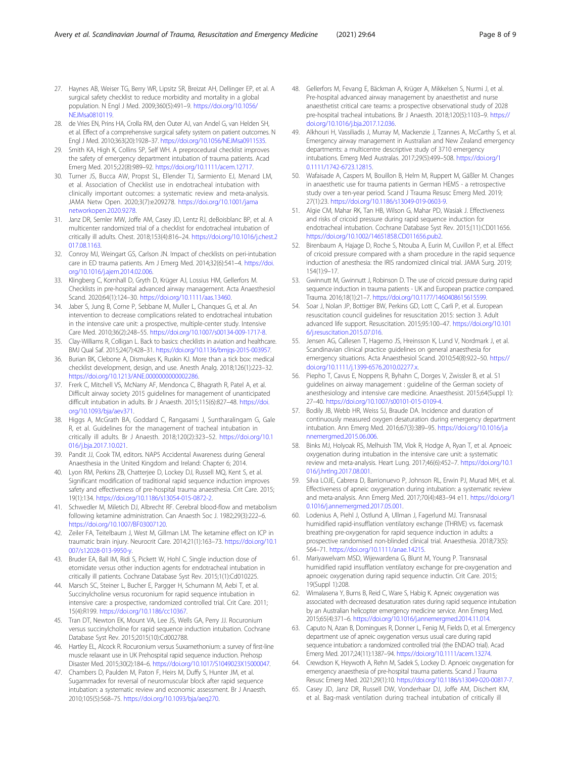27. Haynes AB, Weiser TG, Berry WR, Lipsitz SR, Breizat AH, Dellinger EP, et al. A surgical safety checklist to reduce morbidity and mortality in a global population. N Engl J Med. 2009;360(5):491–9. https://doi.org/10.1056/NEJMsa0810119.
28. de Vries EN, Prins HA, Crolla RM, den Outer AJ, van Andel G, van Helden SH, et al. Effect of a comprehensive surgical safety system on patient outcomes. N Engl J Med. 2010;363(20):1928–37. https://doi.org/10.1056/NEJMsa0911535.
29. Smith KA, High K, Collins SP, Self WH. A preprocedural checklist improves the safety of emergency department intubation of trauma patients. Acad Emerg Med. 2015;22(8):989–92. https://doi.org/10.1111/acem.12717.
30. Turner JS, Bucca AW, Propst SL, Ellender TJ, Sarmiento EJ, Menard LM, et al. Association of Checklist use in endotracheal intubation with clinically important outcomes: a systematic review and meta-analysis. JAMA Netw Open. 2020;3(7):e209278. https://doi.org/10.1001/jamanetworkopen.2020.9278.
31. Janz DR, Semler MW, Joffe AM, Casey JD, Lentz RJ, deBoisblanc BP, et al. A multicenter randomized trial of a checklist for endotracheal intubation of critically ill adults. Chest. 2018;153(4):816–24. https://doi.org/10.1016/j.chest.2017.08.1163.
32. Conroy MJ, Weingart GS, Carlson JN. Impact of checklists on peri-intubation care in ED trauma patients. Am J Emerg Med. 2014;32(6):541–4. https://doi.org/10.1016/j.ajem.2014.02.006.
33. Klingberg C, Kornhall D, Gryth D, Krüger AJ, Lossius HM, Gellerfors M. Checklists in pre-hospital advanced airway management. Acta Anaesthesiol Scand. 2020;64(1):124–30. https://doi.org/10.1111/aas.13460.
34. Jaber S, Jung B, Corne P, Sebbane M, Muller L, Chanques G, et al. An intervention to decrease complications related to endotracheal intubation in the intensive care unit: a prospective, multiple-center study. Intensive Care Med. 2010;36(2):248–55. https://doi.org/10.1007/s00134-009-1717-8.
35. Clay-Williams R, Colligan L. Back to basics: checklists in aviation and healthcare. BMJ Qual Saf. 2015;24(7):428–31. https://doi.org/10.1136/bmjqs-2015-003957.
36. Burian BK, Clebone A, Dismukes K, Ruskin KJ. More than a tick box: medical checklist development, design, and use. Anesth Analg. 2018;126(1):223–32. https://doi.org/10.1213/ANE.0000000000002286.
37. Frerk C, Mitchell VS, McNarry AF, Mendonca C, Bhagrath R, Patel A, et al. Difficult airway society 2015 guidelines for management of unanticipated difficult intubation in adults. Br J Anaesth. 2015;115(6):827–48. https://doi.org/10.1093/bja/aev371.
38. Higgs A, McGrath BA, Goddard C, Rangasami J, Suntharalingam G, Gale R, et al. Guidelines for the management of tracheal intubation in critically ill adults. Br J Anaesth. 2018;120(2):323–52. https://doi.org/10.1016/j.bja.2017.10.021.
39. Pandit JJ, Cook TM, editors. NAP5 Accidental Awareness during General Anaesthesia in the United Kingdom and Ireland: Chapter 6; 2014.
40. Lyon RM, Perkins ZB, Chatterjee D, Lockey DJ, Russell MQ, Kent S, et al. Significant modification of traditional rapid sequence induction improves safety and effectiveness of pre-hospital trauma anaesthesia. Crit Care. 2015;19(1):134. https://doi.org/10.1186/s13054-015-0872-2.
41. Schwedler M, Miletich DJ, Albrecht RF. Cerebral blood-flow and metabolism following ketamine administration. Can Anaesth Soc J. 1982;29(3):222–6. https://doi.org/10.1007/BF03007120.
42. Zeiler FA, Teitelbaum J, West M, Gillman LM. The ketamine effect on ICP in traumatic brain injury. Neurocrit Care. 2014;21(1):163–73. https://doi.org/10.1007/s12028-013-9950-y.
43. Bruder EA, Ball IM, Ridi S, Pickett W, Hohl C. Single induction dose of etomidate versus other induction agents for endotracheal intubation in critically ill patients. Cochrane Database Syst Rev. 2015;1(1):Cd010225.
44. Marsch SC, Steiner L, Bucher E, Pargger H, Schumann M, Aebi T, et al. Succinylcholine versus rocuronium for rapid sequence intubation in intensive care: a prospective, randomized controlled trial. Crit Care. 2011;15(4):R199. https://doi.org/10.1186/cc10367.
45. Tran DT, Newton EK, Mount VA, Lee JS, Wells GA, Perry JJ. Rocuronium versus succinylcholine for rapid sequence induction intubation. Cochrane Database Syst Rev. 2015;2015(10):Cd002788.
46. Hartley EL, Alcock R. Rocuronium versus Suxamethonium: a survey of first-line muscle relaxant use in UK Prehospital rapid sequence induction. Prehosp Disaster Med. 2015;30(2):184–6. https://doi.org/10.1017/S1049023X15000047.
47. Chambers D, Paulden M, Paton F, Heirs M, Duffy S, Hunter JM, et al. Sugammadex for reversal of neuromuscular block after rapid sequence intubation: a systematic review and economic assessment. Br J Anaesth. 2010;105(5):568–75. https://doi.org/10.1093/bja/aeq270.
48. Gellerfors M, Fevang E, Bäckman A, Krüger A, Mikkelsen S, Nurmi J, et al. Pre-hospital advanced airway management by anaesthetist and nurse anaesthetist critical care teams: a prospective observational study of 2028 pre-hospital tracheal intubations. Br J Anaesth. 2018;120(5):1103–9. https://doi.org/10.1016/j.bja.2017.12.036.
49. Alkhouri H, Vassiliadis J, Murray M, Mackenzie J, Tzannes A, McCarthy S, et al. Emergency airway management in Australian and New Zealand emergency departments: a multicentre descriptive study of 3710 emergency intubations. Emerg Med Australas. 2017;29(5):499–508. https://doi.org/10.1111/1742-6723.12815.
50. Wafaisade A, Caspers M, Bouillon B, Helm M, Ruppert M, Gäßler M. Changes in anaesthetic use for trauma patients in German HEMS - a retrospective study over a ten-year period. Scand J Trauma Resusc Emerg Med. 2019;27(1):23. https://doi.org/10.1186/s13049-019-0603-9.
51. Algie CM, Mahar RK, Tan HB, Wilson G, Mahar PD, Wasiak J. Effectiveness and risks of cricoid pressure during rapid sequence induction for endotracheal intubation. Cochrane Database Syst Rev. 2015;(11):CD011656. https://doi.org/10.1002/14651858.CD011656.pub2.
52. Birenbaum A, Hajage D, Roche S, Ntouba A, Eurin M, Cuvillon P, et al. Effect of cricoid pressure compared with a sham procedure in the rapid sequence induction of anesthesia: the IRIS randomized clinical trial. JAMA Surg. 2019;154(1):9–17.
53. Gwinnutt M, Gwinnutt J, Robinson D. The use of cricoid pressure during rapid sequence induction in trauma patients - UK and European practice compared. Trauma. 2016;18(1):21–7. https://doi.org/10.1177/1460408615615599.
54. Soar J, Nolan JP, Bottiger BW, Perkins GD, Lott C, Carli P, et al. European resuscitation council guidelines for resuscitation 2015: section 3. Adult advanced life support. Resuscitation. 2015;95:100–47. https://doi.org/10.1016/j.resuscitation.2015.07.016.
55. Jensen AG, Callesen T, Hagemo JS, Hreinsson K, Lund V, Nordmark J, et al. Scandinavian clinical practice guidelines on general anaesthesia for emergency situations. Acta Anaesthesiol Scand. 2010;54(8):922–50. https://doi.org/10.1111/j.1399-6576.2010.02277.x.
56. Piepho T, Cavus E, Noppens R, Byhahn C, Dorges V, Zwissler B, et al. S1 guidelines on airway management : guideline of the German society of anesthesiology and intensive care medicine. Anaesthesist. 2015;64(Suppl 1):27–40. https://doi.org/10.1007/s00101-015-0109-4.
57. Bodily JB, Webb HR, Weiss SJ, Braude DA. Incidence and duration of continuously measured oxygen desaturation during emergency department intubation. Ann Emerg Med. 2016;67(3):389–95. https://doi.org/10.1016/j.annemergmed.2015.06.006.
58. Binks MJ, Holyoak RS, Melhuish TM, Vlok R, Hodge A, Ryan T, et al. Apnoeic oxygenation during intubation in the intensive care unit: a systematic review and meta-analysis. Heart Lung. 2017;46(6):452–7. https://doi.org/10.1016/j.hrtlng.2017.08.001.
59. Silva LOJE, Cabrera D, Barrionuevo P, Johnson RL, Erwin PJ, Murad MH, et al. Effectiveness of apneic oxygenation during intubation: a systematic review and meta-analysis. Ann Emerg Med. 2017;70(4):483–94 e11. https://doi.org/10.1016/j.annemergmed.2017.05.001.
60. Lodenius A, Piehl J, Ostlund A, Ullman J, Fagerlund MJ. Transnasal humidified rapid-insufflation ventilatory exchange (THRIVE) vs. facemask breathing pre-oxygenation for rapid sequence induction in adults: a prospective randomised non-blinded clinical trial. Anaesthesia. 2018;73(5):564–71. https://doi.org/10.1111/anae.14215.
61. Mariyawelvam MSD, Wijewardena G, Blunt M, Young P. Transnasal humidified rapid insufflation ventilatory exchange for pre-oxygenation and apnoeic oxygenation during rapid sequence inductin. Crit Care. 2015;19(Suppl 1):208.
62. Wimalasena Y, Burns B, Reid C, Ware S, Habig K. Apneic oxygenation was associated with decreased desaturation rates during rapid sequence intubation by an Australian helicopter emergency medicine service. Ann Emerg Med. 2015;65(4):371–6. https://doi.org/10.1016/j.annemergmed.2014.11.014.
63. Caputo N, Azan B, Domingues R, Donner L, Fenig M, Fields D, et al. Emergency department use of apneic oxygenation versus usual care during rapid sequence intubation: a randomized controlled trial (the ENDAO trial). Acad Emerg Med. 2017;24(11):1387–94. https://doi.org/10.1111/acem.13274.
64. Crewdson K, Heywoth A, Rehn M, Sadek S, Lockey D. Apnoeic oxygenation for emergency anaesthesia of pre-hospital trauma patients. Scand J Trauma Resusc Emerg Med. 2021;29(1):10. https://doi.org/10.1186/s13049-020-00817-7.
65. Casey JD, Janz DR, Russell DW, Vonderhaar DJ, Joffe AM, Dischert KM, et al. Bag-mask ventilation during tracheal intubation of critically ill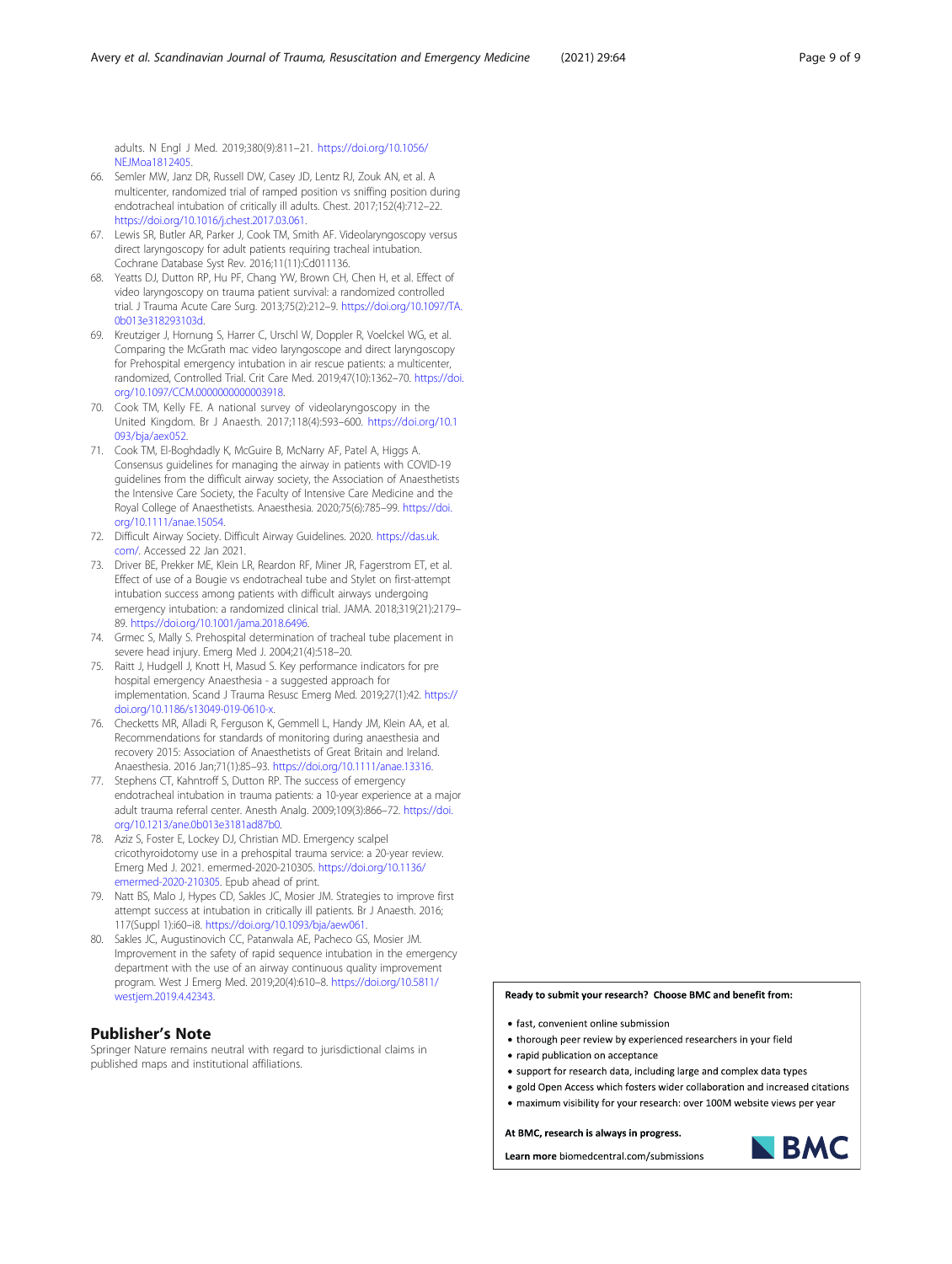adults. N Engl J Med. 2019;380(9):811–21. https://doi.org/10.1056/NEJMoa1812405.

66. Semler MW, Janz DR, Russell DW, Casey JD, Lentz RJ, Zouk AN, et al. A multicenter, randomized trial of ramped position vs sniffing position during endotracheal intubation of critically ill adults. Chest. 2017;152(4):712–22. https://doi.org/10.1016/j.chest.2017.03.061.
67. Lewis SR, Butler AR, Parker J, Cook TM, Smith AF. Videolaryngoscopy versus direct laryngoscopy for adult patients requiring tracheal intubation. Cochrane Database Syst Rev. 2016;11(11):Cd011136.
68. Yeatts DJ, Dutton RP, Hu PF, Chang YW, Brown CH, Chen H, et al. Effect of video laryngoscopy on trauma patient survival: a randomized controlled trial. J Trauma Acute Care Surg. 2013;75(2):212–9. https://doi.org/10.1097/TA.0b013e318293103d.
69. Kreutziger J, Hornung S, Harrer C, Urschl W, Doppler R, Voelckel WG, et al. Comparing the McGrath mac video laryngoscope and direct laryngoscopy for Prehospital emergency intubation in air rescue patients: a multicenter, randomized, Controlled Trial. Crit Care Med. 2019;47(10):1362–70. https://doi.org/10.1097/CCM.0000000000003918.
70. Cook TM, Kelly FE. A national survey of videolaryngoscopy in the United Kingdom. Br J Anaesth. 2017;118(4):593–600. https://doi.org/10.1093/bja/aex052.
71. Cook TM, El-Boghdadly K, McGuire B, McNarry AF, Patel A, Higgs A. Consensus guidelines for managing the airway in patients with COVID-19 guidelines from the difficult airway society, the Association of Anaesthetists the Intensive Care Society, the Faculty of Intensive Care Medicine and the Royal College of Anaesthetists. Anaesthesia. 2020;75(6):785–99. https://doi.org/10.1111/anae.15054.
72. Difficult Airway Society. Difficult Airway Guidelines. 2020. https://das.uk.com/. Accessed 22 Jan 2021.
73. Driver BE, Prekker ME, Klein LR, Reardon RF, Miner JR, Fagerstrom ET, et al. Effect of use of a Bougie vs endotracheal tube and Stylet on first-attempt intubation success among patients with difficult airways undergoing emergency intubation: a randomized clinical trial. JAMA. 2018;319(21):2179–89. https://doi.org/10.1001/jama.2018.6496.
74. Grmec S, Mally S. Prehospital determination of tracheal tube placement in severe head injury. Emerg Med J. 2004;21(4):518–20.
75. Raitt J, Hudgell J, Knott H, Masud S. Key performance indicators for pre hospital emergency Anaesthesia - a suggested approach for implementation. Scand J Trauma Resusc Emerg Med. 2019;27(1):42. https://doi.org/10.1186/s13049-019-0610-x.
76. Checketts MR, Alladi R, Ferguson K, Gemmell L, Handy JM, Klein AA, et al. Recommendations for standards of monitoring during anaesthesia and recovery 2015: Association of Anaesthetists of Great Britain and Ireland. Anaesthesia. 2016 Jan;71(1):85–93. https://doi.org/10.1111/anae.13316.
77. Stephens CT, Kahntroff S, Dutton RP. The success of emergency endotracheal intubation in trauma patients: a 10-year experience at a major adult trauma referral center. Anesth Analg. 2009;109(3):866–72. https://doi.org/10.1213/ane.0b013e3181ad87b0.
78. Aziz S, Foster E, Lockey DJ, Christian MD. Emergency scalpel cricothyroidotomy use in a prehospital trauma service: a 20-year review. Emerg Med J. 2021. emermed-2020-210305. https://doi.org/10.1136/emermed-2020-210305. Epub ahead of print.
79. Natt BS, Malo J, Hypes CD, Sakles JC, Mosier JM. Strategies to improve first attempt success at intubation in critically ill patients. Br J Anaesth. 2016; 117(Suppl 1):i60–i8. https://doi.org/10.1093/bja/aew061.
80. Sakles JC, Augustinovich CC, Patanwala AE, Pacheco GS, Mosier JM. Improvement in the safety of rapid sequence intubation in the emergency department with the use of an airway continuous quality improvement program. West J Emerg Med. 2019;20(4):610–8. https://doi.org/10.5811/westjem.2019.4.42343.

## Publisher's Note

Springer Nature remains neutral with regard to jurisdictional claims in published maps and institutional affiliations.

**Ready to submit your research? Choose BMC and benefit from:**

- fast, convenient online submission
- thorough peer review by experienced researchers in your field
- rapid publication on acceptance
- support for research data, including large and complex data types
- gold Open Access which fosters wider collaboration and increased citations
- maximum visibility for your research: over 100M website views per year

**At BMC, research is always in progress.**

**Learn more** biomedcentral.com/submissions

BMC